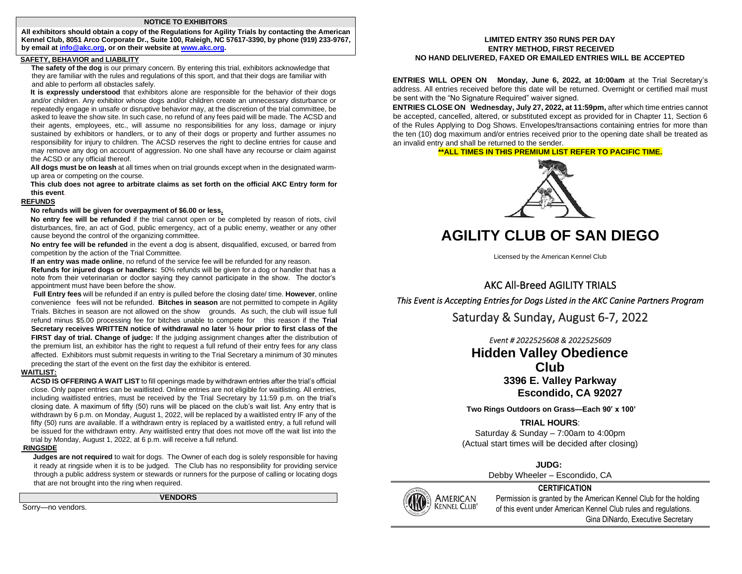## NOTICE TO EXHIBITORS

**All exhibitors should obtain a copy of the Regulations for Agility Trials by contacting the American Kennel Club, 8051 Arco Corporate Dr., Suite 100, Raleigh, NC 57617-3390, by phone (919) 233-9767, by email at info@akc.org, or on their website at www.akc.org.**

### SAFETY, BEHAVIOR and LIABILITY

**The safety of the dog** is our primary concern. By entering this trial, exhibitors acknowledge that they are familiar with the rules and regulations of this sport, and that their dogs are familiar with and able to perform all obstacles safely.

**It is expressly understood** that exhibitors alone are responsible for the behavior of their dogs and/or children. Any exhibitor whose dogs and/or children create an unnecessary disturbance or repeatedly engage in unsafe or disruptive behavior may, at the discretion of the trial committee, be asked to leave the show site. In such case, no refund of any fees paid will be made. The ACSD and their agents, employees, etc., will assume no responsibilities for any loss, damage or injury sustained by exhibitors or handlers, or to any of their dogs or property and further assumes no responsibility for injury to children. The ACSD reserves the right to decline entries for cause and may remove any dog on account of aggression. No one shall have any recourse or claim against the ACSD or any official thereof.

**All dogs must be on leash** at all times when on trial grounds except when in the designated warm-up area or competing on the course.

**This club does not agree to arbitrate claims as set forth on the official AKC Entry form for this event**.

### REFUNDS

**No refunds will be given for overpayment of $6.00 or less.**

**No entry fee will be refunded** if the trial cannot open or be completed by reason of riots, civil disturbances, fire, an act of God, public emergency, act of a public enemy, weather or any other cause beyond the control of the organizing committee.

**No entry fee will be refunded** in the event a dog is absent, disqualified, excused, or barred from competition by the action of the Trial Committee.

**If an entry was made online**, no refund of the service fee will be refunded for any reason.

**Refunds for injured dogs or handlers:** 50% refunds will be given for a dog or handler that has a note from their veterinarian or doctor saying they cannot participate in the show. The doctor's appointment must have been before the show.

**Full Entry fees** will be refunded if an entry is pulled before the closing date/ time. **However**, online convenience fees will not be refunded. **Bitches in season** are not permitted to compete in Agility Trials. Bitches in season are not allowed on the show grounds. As such, the club will issue full refund minus $5.00 processing fee for bitches unable to compete for this reason if the **Trial Secretary receives WRITTEN notice of withdrawal no later ½ hour prior to first class of the FIRST day of trial. Change of judge:** If the judging assignment changes after the distribution of the premium list, an exhibitor has the right to request a full refund of their entry fees for any class affected. Exhibitors must submit requests in writing to the Trial Secretary a minimum of 30 minutes preceding the start of the event on the first day the exhibitor is entered.

### WAITLIST:

**ACSD IS OFFERING A WAIT LIST** to fill openings made by withdrawn entries after the trial's official close. Only paper entries can be waitlisted. Online entries are not eligible for waitlisting. All entries, including waitlisted entries, must be received by the Trial Secretary by 11:59 p.m. on the trial's closing date. A maximum of fifty (50) runs will be placed on the club's wait list. Any entry that is withdrawn by 6 p.m. on Monday, August 1, 2022, will be replaced by a waitlisted entry IF any of the fifty (50) runs are available. If a withdrawn entry is replaced by a waitlisted entry, a full refund will be issued for the withdrawn entry. Any waitlisted entry that does not move off the wait list into the trial by Monday, August 1, 2022, at 6 p.m. will receive a full refund.

### RINGSIDE

**Judges are not required** to wait for dogs. The Owner of each dog is solely responsible for having it ready at ringside when it is to be judged. The Club has no responsibility for providing service through a public address system or stewards or runners for the purpose of calling or locating dogs that are not brought into the ring when required.

### VENDORS

Sorry—no vendors.

**LIMITED ENTRY 350 RUNS PER DAY**
**ENTRY METHOD, FIRST RECEIVED**
**NO HAND DELIVERED, FAXED OR EMAILED ENTRIES WILL BE ACCEPTED**

**ENTRIES WILL OPEN ON Monday, June 6, 2022, at 10:00am** at the Trial Secretary's address. All entries received before this date will be returned. Overnight or certified mail must be sent with the "No Signature Required" waiver signed.

**ENTRIES CLOSE ON Wednesday, July 27, 2022, at 11:59pm,** after which time entries cannot be accepted, cancelled, altered, or substituted except as provided for in Chapter 11, Section 6 of the Rules Applying to Dog Shows. Envelopes/transactions containing entries for more than the ten (10) dog maximum and/or entries received prior to the opening date shall be treated as an invalid entry and shall be returned to the sender.

**\*\*ALL TIMES IN THIS PREMIUM LIST REFER TO PACIFIC TIME.**

# AGILITY CLUB OF SAN DIEGO

Licensed by the American Kennel Club

## AKC All-Breed AGILITY TRIALS

*This Event is Accepting Entries for Dogs Listed in the AKC Canine Partners Program*

## Saturday & Sunday, August 6-7, 2022

*Event # 2022525608 & 2022525609*

## Hidden Valley Obedience Club

**3396 E. Valley Parkway**
**Escondido, CA 92027**

**Two Rings Outdoors on Grass—Each 90' x 100'**

**TRIAL HOURS**:
Saturday & Sunday – 7:00am to 4:00pm
(Actual start times will be decided after closing)

**JUDG:**
Debby Wheeler – Escondido, CA

**CERTIFICATION**

Permission is granted by the American Kennel Club for the holding of this event under American Kennel Club rules and regulations.
Gina DiNardo, Executive Secretary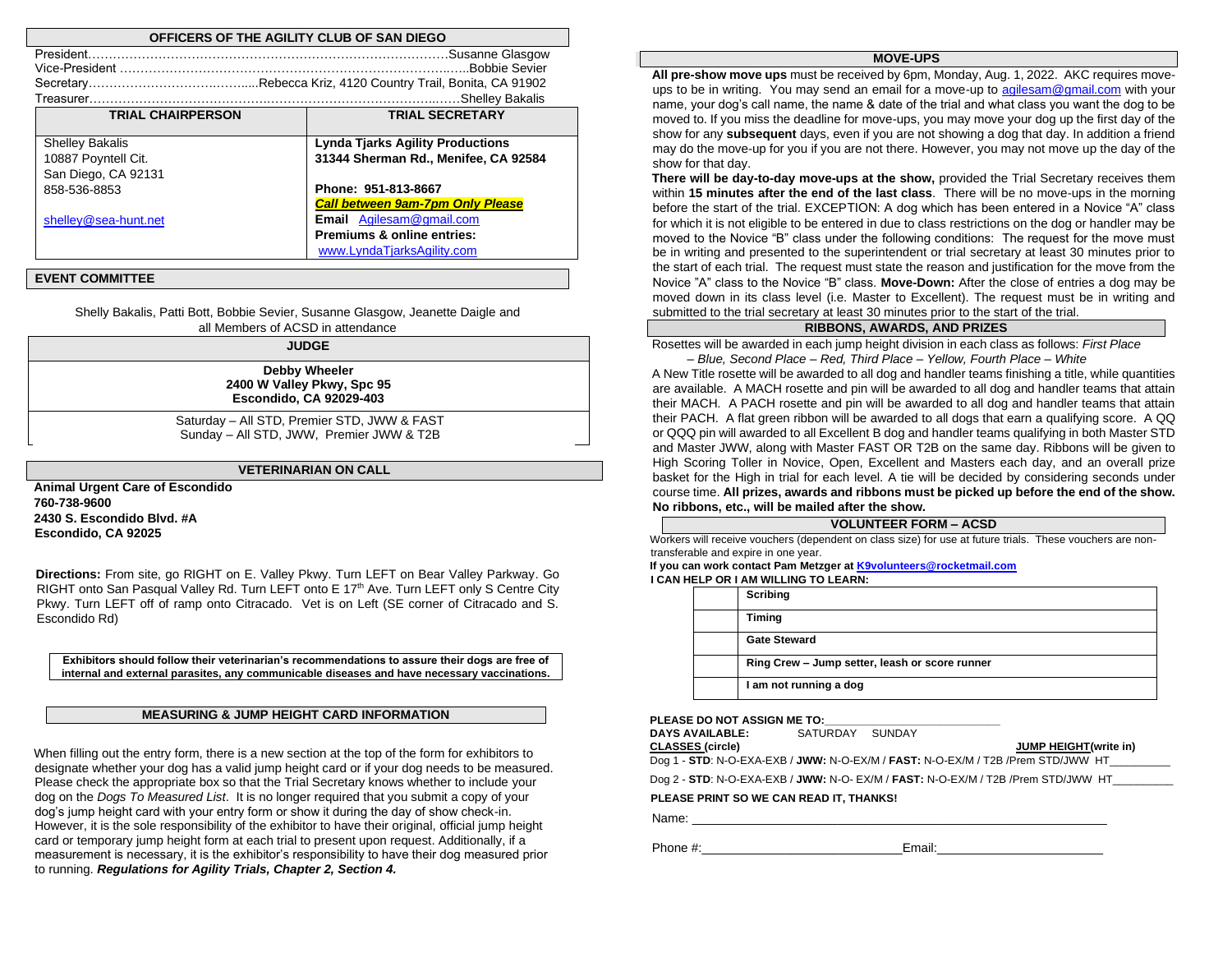## OFFICERS OF THE AGILITY CLUB OF SAN DIEGO

President……………………………………………………………………………Susanne Glasgow
Vice-President ……………………………………………………………………...Bobbie Sevier
Secretary……………………………......Rebecca Kriz, 4120 Country Trail, Bonita, CA 91902
Treasurer…………………………………………………………………………Shelley Bakalis

| TRIAL CHAIRPERSON | TRIAL SECRETARY |
|---|---|
| Shelley Bakalis<br>10887 Poyntell Cit.<br>San Diego, CA 92131<br>858-536-8853<br><br>shelley@sea-hunt.net | **Lynda Tjarks Agility Productions**<br>**31344 Sherman Rd., Menifee, CA 92584**<br><br>**Phone: 951-813-8667**<br>***Call between 9am-7pm Only Please***<br>**Email** Agilesam@gmail.com<br>**Premiums & online entries:**<br>www.LyndaTjarksAgility.com |

## EVENT COMMITTEE

Shelly Bakalis, Patti Bott, Bobbie Sevier, Susanne Glasgow, Jeanette Daigle and all Members of ACSD in attendance

## JUDGE

**Debby Wheeler**
**2400 W Valley Pkwy, Spc 95**
**Escondido, CA 92029-403**

Saturday – All STD, Premier STD, JWW & FAST
Sunday – All STD, JWW, Premier JWW & T2B

## VETERINARIAN ON CALL

**Animal Urgent Care of Escondido**
**760-738-9600**
**2430 S. Escondido Blvd. #A**
**Escondido, CA 92025**

**Directions:** From site, go RIGHT on E. Valley Pkwy. Turn LEFT on Bear Valley Parkway. Go RIGHT onto San Pasqual Valley Rd. Turn LEFT onto E 17th Ave. Turn LEFT only S Centre City Pkwy. Turn LEFT off of ramp onto Citracado. Vet is on Left (SE corner of Citracado and S. Escondido Rd)

**Exhibitors should follow their veterinarian's recommendations to assure their dogs are free of internal and external parasites, any communicable diseases and have necessary vaccinations.**

## MEASURING & JUMP HEIGHT CARD INFORMATION

When filling out the entry form, there is a new section at the top of the form for exhibitors to designate whether your dog has a valid jump height card or if your dog needs to be measured. Please check the appropriate box so that the Trial Secretary knows whether to include your dog on the *Dogs To Measured List*. It is no longer required that you submit a copy of your dog's jump height card with your entry form or show it during the day of show check-in. However, it is the sole responsibility of the exhibitor to have their original, official jump height card or temporary jump height form at each trial to present upon request. Additionally, if a measurement is necessary, it is the exhibitor's responsibility to have their dog measured prior to running. ***Regulations for Agility Trials, Chapter 2, Section 4.***

## MOVE-UPS

**All pre-show move ups** must be received by 6pm, Monday, Aug. 1, 2022. AKC requires move-ups to be in writing. You may send an email for a move-up to agilesam@gmail.com with your name, your dog's call name, the name & date of the trial and what class you want the dog to be moved to. If you miss the deadline for move-ups, you may move your dog up the first day of the show for any **subsequent** days, even if you are not showing a dog that day. In addition a friend may do the move-up for you if you are not there. However, you may not move up the day of the show for that day.

**There will be day-to-day move-ups at the show,** provided the Trial Secretary receives them within **15 minutes after the end of the last class**. There will be no move-ups in the morning before the start of the trial. EXCEPTION: A dog which has been entered in a Novice "A" class for which it is not eligible to be entered in due to class restrictions on the dog or handler may be moved to the Novice "B" class under the following conditions: The request for the move must be in writing and presented to the superintendent or trial secretary at least 30 minutes prior to the start of each trial. The request must state the reason and justification for the move from the Novice "A" class to the Novice "B" class. **Move-Down:** After the close of entries a dog may be moved down in its class level (i.e. Master to Excellent). The request must be in writing and submitted to the trial secretary at least 30 minutes prior to the start of the trial.

## RIBBONS, AWARDS, AND PRIZES

Rosettes will be awarded in each jump height division in each class as follows: *First Place – Blue, Second Place – Red, Third Place – Yellow, Fourth Place – White*

A New Title rosette will be awarded to all dog and handler teams finishing a title, while quantities are available. A MACH rosette and pin will be awarded to all dog and handler teams that attain their MACH. A PACH rosette and pin will be awarded to all dog and handler teams that attain their PACH. A flat green ribbon will be awarded to all dogs that earn a qualifying score. A QQ or QQQ pin will awarded to all Excellent B dog and handler teams qualifying in both Master STD and Master JWW, along with Master FAST OR T2B on the same day. Ribbons will be given to High Scoring Toller in Novice, Open, Excellent and Masters each day, and an overall prize basket for the High in trial for each level. A tie will be decided by considering seconds under course time. **All prizes, awards and ribbons must be picked up before the end of the show. No ribbons, etc., will be mailed after the show.**

## VOLUNTEER FORM – ACSD

Workers will receive vouchers (dependent on class size) for use at future trials. These vouchers are non-transferable and expire in one year.

**If you can work contact Pam Metzger at K9volunteers@rocketmail.com**

**I CAN HELP OR I AM WILLING TO LEARN:**

| | |
|---|---|
| | **Scribing** |
| | **Timing** |
| | **Gate Steward** |
| | **Ring Crew – Jump setter, leash or score runner** |
| | **I am not running a dog** |

**PLEASE DO NOT ASSIGN ME TO:**\_\_\_\_\_\_\_\_\_\_\_\_\_\_\_\_\_\_\_\_\_\_\_\_\_\_\_

**DAYS AVAILABLE:** SATURDAY SUNDAY

**CLASSES (circle)** **JUMP HEIGHT(write in)**

Dog 1 - **STD**: N-O-EXA-EXB / **JWW:** N-O-EX/M / **FAST:** N-O-EX/M / T2B /Prem STD/JWW HT\_\_\_\_\_\_\_\_\_

Dog 2 - **STD**: N-O-EXA-EXB / **JWW:** N-O- EX/M / **FAST:** N-O-EX/M / T2B /Prem STD/JWW HT\_\_\_\_\_\_\_\_\_

**PLEASE PRINT SO WE CAN READ IT, THANKS!**

Name: \_\_\_\_\_\_\_\_\_\_\_\_\_\_\_\_\_\_\_\_\_\_\_\_\_\_\_\_\_\_\_\_\_\_\_\_\_\_\_\_\_\_\_\_\_\_\_\_\_\_\_\_\_

Phone #:\_\_\_\_\_\_\_\_\_\_\_\_\_\_\_\_\_\_\_\_\_\_\_\_\_\_\_\_Email:\_\_\_\_\_\_\_\_\_\_\_\_\_\_\_\_\_\_\_\_\_\_\_\_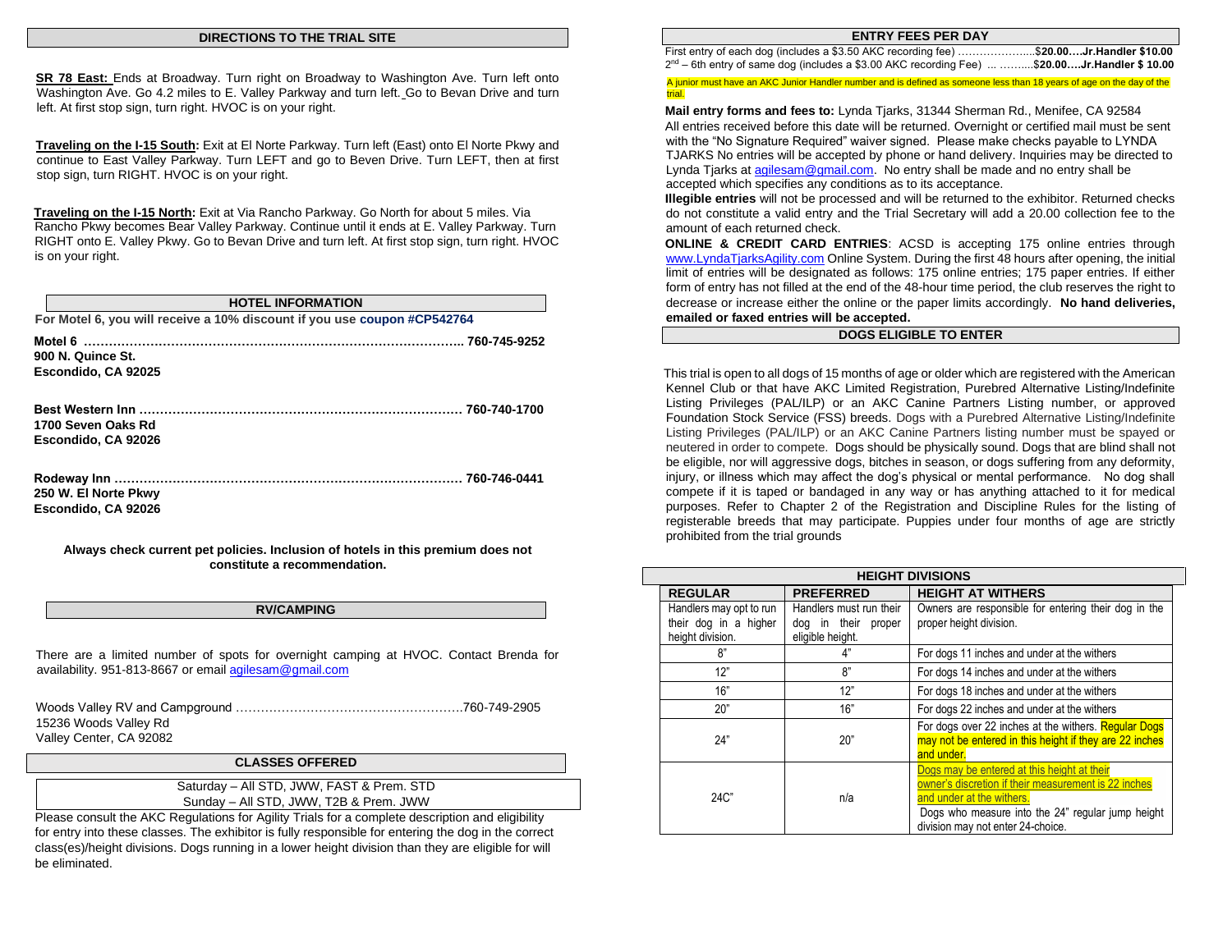## DIRECTIONS TO THE TRIAL SITE

**SR 78 East:** Ends at Broadway. Turn right on Broadway to Washington Ave. Turn left onto Washington Ave. Go 4.2 miles to E. Valley Parkway and turn left. Go to Bevan Drive and turn left. At first stop sign, turn right. HVOC is on your right.

**Traveling on the I-15 South:** Exit at El Norte Parkway. Turn left (East) onto El Norte Pkwy and continue to East Valley Parkway. Turn LEFT and go to Beven Drive. Turn LEFT, then at first stop sign, turn RIGHT. HVOC is on your right.

**Traveling on the I-15 North:** Exit at Via Rancho Parkway. Go North for about 5 miles. Via Rancho Pkwy becomes Bear Valley Parkway. Continue until it ends at E. Valley Parkway. Turn RIGHT onto E. Valley Pkwy. Go to Bevan Drive and turn left. At first stop sign, turn right. HVOC is on your right.

## HOTEL INFORMATION

**For Motel 6, you will receive a 10% discount if you use coupon #CP542764**

**Motel 6 ……………………………………………………………………………….. 760-745-9252**
**900 N. Quince St.**
**Escondido, CA 92025**

**Best Western Inn …………………………………………………………………… 760-740-1700**
**1700 Seven Oaks Rd**
**Escondido, CA 92026**

**Rodeway Inn …………………………………………………………………………. 760-746-0441**
**250 W. El Norte Pkwy**
**Escondido, CA 92026**

**Always check current pet policies. Inclusion of hotels in this premium does not constitute a recommendation.**

## RV/CAMPING

There are a limited number of spots for overnight camping at HVOC. Contact Brenda for availability. 951-813-8667 or email agilesam@gmail.com

Woods Valley RV and Campground ……………………………………………….760-749-2905
15236 Woods Valley Rd
Valley Center, CA 92082

## CLASSES OFFERED

Saturday – All STD, JWW, FAST & Prem. STD
Sunday – All STD, JWW, T2B & Prem. JWW

Please consult the AKC Regulations for Agility Trials for a complete description and eligibility for entry into these classes. The exhibitor is fully responsible for entering the dog in the correct class(es)/height divisions. Dogs running in a lower height division than they are eligible for will be eliminated.

## ENTRY FEES PER DAY

First entry of each dog (includes a $3.50 AKC recording fee) …………………..$**20.00….Jr.Handler $10.00**
2nd – 6th entry of same dog (includes a $3.00 AKC recording Fee) ... ……....$**20.00….Jr.Handler $ 10.00**

A junior must have an AKC Junior Handler number and is defined as someone less than 18 years of age on the day of the trial.

**Mail entry forms and fees to:** Lynda Tjarks, 31344 Sherman Rd., Menifee, CA 92584
All entries received before this date will be returned. Overnight or certified mail must be sent with the "No Signature Required" waiver signed. Please make checks payable to LYNDA TJARKS No entries will be accepted by phone or hand delivery. Inquiries may be directed to Lynda Tjarks at agilesam@gmail.com. No entry shall be made and no entry shall be accepted which specifies any conditions as to its acceptance.
**Illegible entries** will not be processed and will be returned to the exhibitor. Returned checks do not constitute a valid entry and the Trial Secretary will add a 20.00 collection fee to the amount of each returned check.
**ONLINE & CREDIT CARD ENTRIES**: ACSD is accepting 175 online entries through www.LyndaTjarksAgility.com Online System. During the first 48 hours after opening, the initial limit of entries will be designated as follows: 175 online entries; 175 paper entries. If either form of entry has not filled at the end of the 48-hour time period, the club reserves the right to decrease or increase either the online or the paper limits accordingly. **No hand deliveries, emailed or faxed entries will be accepted.**

## DOGS ELIGIBLE TO ENTER

This trial is open to all dogs of 15 months of age or older which are registered with the American Kennel Club or that have AKC Limited Registration, Purebred Alternative Listing/Indefinite Listing Privileges (PAL/ILP) or an AKC Canine Partners Listing number, or approved Foundation Stock Service (FSS) breeds. Dogs with a Purebred Alternative Listing/Indefinite Listing Privileges (PAL/ILP) or an AKC Canine Partners listing number must be spayed or neutered in order to compete. Dogs should be physically sound. Dogs that are blind shall not be eligible, nor will aggressive dogs, bitches in season, or dogs suffering from any deformity, injury, or illness which may affect the dog's physical or mental performance. No dog shall compete if it is taped or bandaged in any way or has anything attached to it for medical purposes. Refer to Chapter 2 of the Registration and Discipline Rules for the listing of registerable breeds that may participate. Puppies under four months of age are strictly prohibited from the trial grounds

## HEIGHT DIVISIONS

| REGULAR | PREFERRED | HEIGHT AT WITHERS |
|---|---|---|
| Handlers may opt to run their dog in a higher height division. | Handlers must run their dog in their proper eligible height. | Owners are responsible for entering their dog in the proper height division. |
| 8" | 4" | For dogs 11 inches and under at the withers |
| 12" | 8" | For dogs 14 inches and under at the withers |
| 16" | 12" | For dogs 18 inches and under at the withers |
| 20" | 16" | For dogs 22 inches and under at the withers |
| 24" | 20" | For dogs over 22 inches at the withers. Regular Dogs may not be entered in this height if they are 22 inches and under. |
| 24C" | n/a | Dogs may be entered at this height at their owner's discretion if their measurement is 22 inches and under at the withers. Dogs who measure into the 24" regular jump height division may not enter 24-choice. |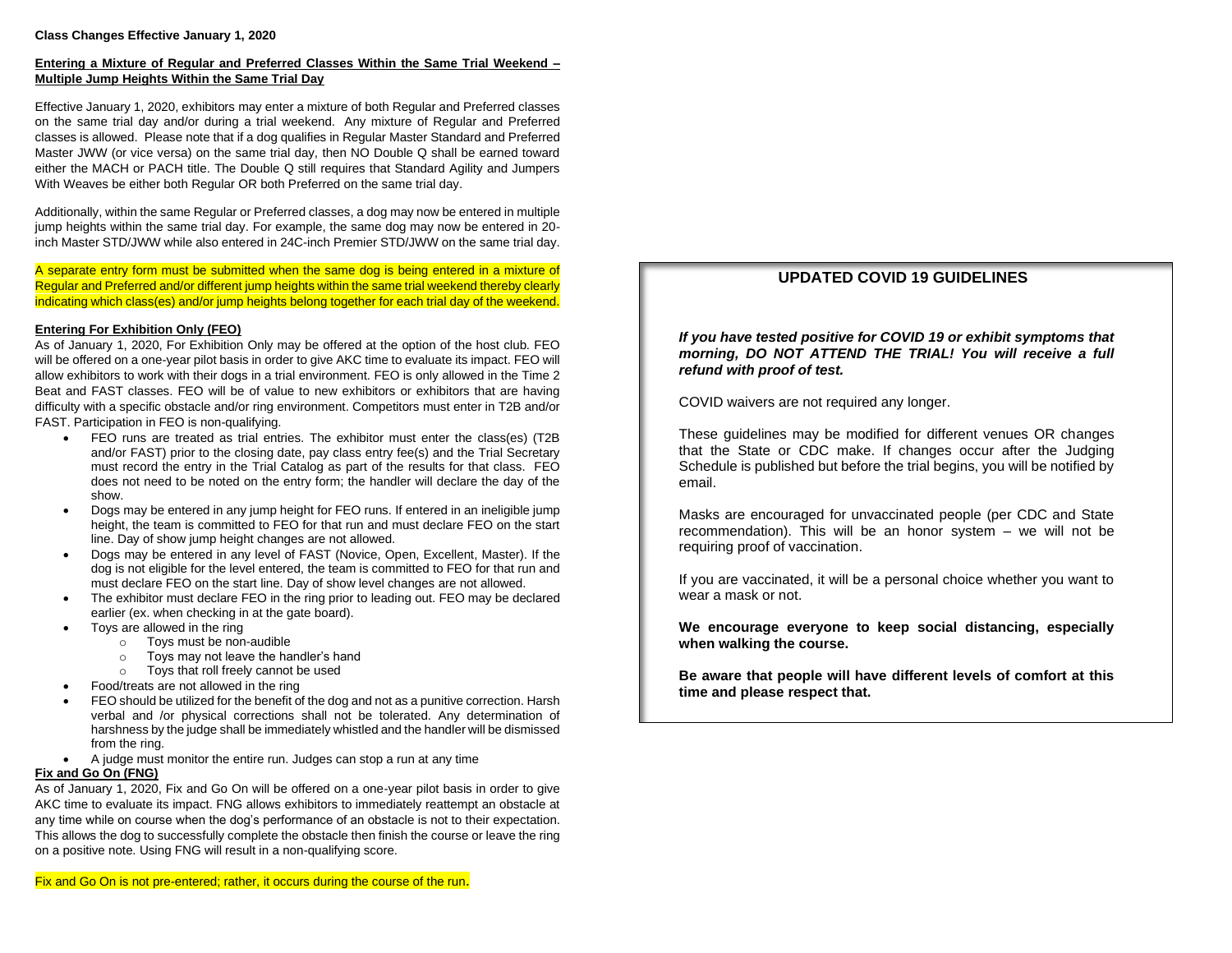**Class Changes Effective January 1, 2020**

**Entering a Mixture of Regular and Preferred Classes Within the Same Trial Weekend – Multiple Jump Heights Within the Same Trial Day**

Effective January 1, 2020, exhibitors may enter a mixture of both Regular and Preferred classes on the same trial day and/or during a trial weekend. Any mixture of Regular and Preferred classes is allowed. Please note that if a dog qualifies in Regular Master Standard and Preferred Master JWW (or vice versa) on the same trial day, then NO Double Q shall be earned toward either the MACH or PACH title. The Double Q still requires that Standard Agility and Jumpers With Weaves be either both Regular OR both Preferred on the same trial day.

Additionally, within the same Regular or Preferred classes, a dog may now be entered in multiple jump heights within the same trial day. For example, the same dog may now be entered in 20-inch Master STD/JWW while also entered in 24C-inch Premier STD/JWW on the same trial day.

A separate entry form must be submitted when the same dog is being entered in a mixture of Regular and Preferred and/or different jump heights within the same trial weekend thereby clearly indicating which class(es) and/or jump heights belong together for each trial day of the weekend.

**Entering For Exhibition Only (FEO)**

As of January 1, 2020, For Exhibition Only may be offered at the option of the host club. FEO will be offered on a one-year pilot basis in order to give AKC time to evaluate its impact. FEO will allow exhibitors to work with their dogs in a trial environment. FEO is only allowed in the Time 2 Beat and FAST classes. FEO will be of value to new exhibitors or exhibitors that are having difficulty with a specific obstacle and/or ring environment. Competitors must enter in T2B and/or FAST. Participation in FEO is non-qualifying.

- FEO runs are treated as trial entries. The exhibitor must enter the class(es) (T2B and/or FAST) prior to the closing date, pay class entry fee(s) and the Trial Secretary must record the entry in the Trial Catalog as part of the results for that class. FEO does not need to be noted on the entry form; the handler will declare the day of the show.
- Dogs may be entered in any jump height for FEO runs. If entered in an ineligible jump height, the team is committed to FEO for that run and must declare FEO on the start line. Day of show jump height changes are not allowed.
- Dogs may be entered in any level of FAST (Novice, Open, Excellent, Master). If the dog is not eligible for the level entered, the team is committed to FEO for that run and must declare FEO on the start line. Day of show level changes are not allowed.
- The exhibitor must declare FEO in the ring prior to leading out. FEO may be declared earlier (ex. when checking in at the gate board).
- Toys are allowed in the ring
  - Toys must be non-audible
  - Toys may not leave the handler's hand
  - Toys that roll freely cannot be used
- Food/treats are not allowed in the ring
- FEO should be utilized for the benefit of the dog and not as a punitive correction. Harsh verbal and /or physical corrections shall not be tolerated. Any determination of harshness by the judge shall be immediately whistled and the handler will be dismissed from the ring.
- A judge must monitor the entire run. Judges can stop a run at any time

**Fix and Go On (FNG)**

As of January 1, 2020, Fix and Go On will be offered on a one-year pilot basis in order to give AKC time to evaluate its impact. FNG allows exhibitors to immediately reattempt an obstacle at any time while on course when the dog's performance of an obstacle is not to their expectation. This allows the dog to successfully complete the obstacle then finish the course or leave the ring on a positive note. Using FNG will result in a non-qualifying score.

Fix and Go On is not pre-entered; rather, it occurs during the course of the run.

## UPDATED COVID 19 GUIDELINES

***If you have tested positive for COVID 19 or exhibit symptoms that morning, DO NOT ATTEND THE TRIAL! You will receive a full refund with proof of test.***

COVID waivers are not required any longer.

These guidelines may be modified for different venues OR changes that the State or CDC make. If changes occur after the Judging Schedule is published but before the trial begins, you will be notified by email.

Masks are encouraged for unvaccinated people (per CDC and State recommendation). This will be an honor system – we will not be requiring proof of vaccination.

If you are vaccinated, it will be a personal choice whether you want to wear a mask or not.

**We encourage everyone to keep social distancing, especially when walking the course.**

**Be aware that people will have different levels of comfort at this time and please respect that.**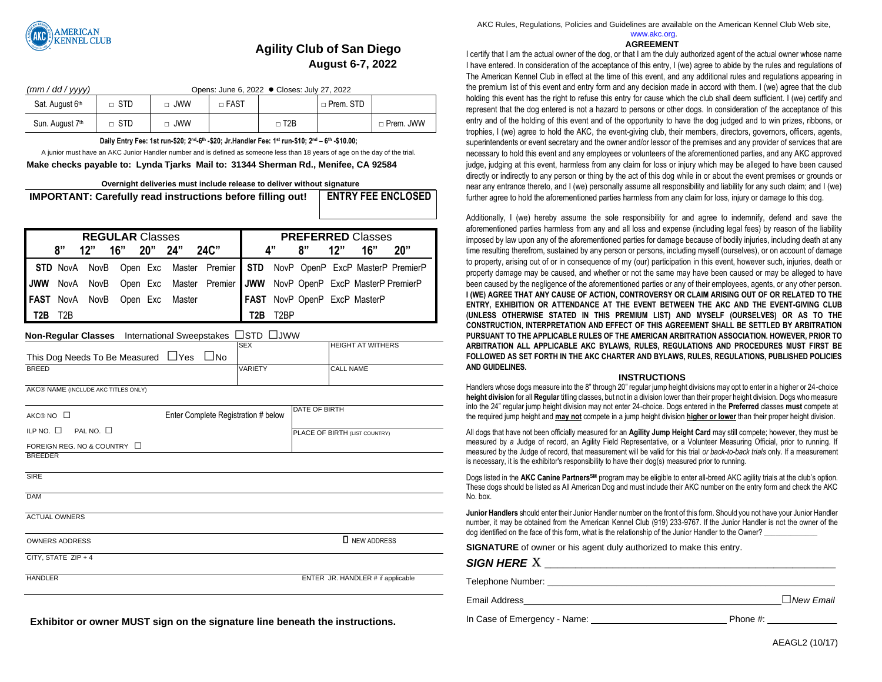AMERICAN KENNEL CLUB

# Agility Club of San Diego
## August 6-7, 2022

(mm / dd / yyyy) Opens: June 6, 2022 ● Closes: July 27, 2022

| | | | | | | |
|---|---|---|---|---|---|---|
| Sat. August 6th | □ STD | □ JWW | □ FAST | | □ Prem. STD | |
| Sun. August 7th | □ STD | □ JWW | | □ T2B | | □ Prem. JWW |

**Daily Entry Fee: 1st run-$20; 2nd-6th -$20; Jr.Handler Fee: 1st run-$10; 2nd – 6th -$10.00;**

A junior must have an AKC Junior Handler number and is defined as someone less than 18 years of age on the day of the trial.

**Make checks payable to: Lynda Tjarks Mail to: 31344 Sherman Rd., Menifee, CA 92584**

**Overnight deliveries must include release to deliver without signature**

**IMPORTANT: Carefully read instructions before filling out!** **ENTRY FEE ENCLOSED**

| **REGULAR Classes** | | | | | | | **PREFERRED Classes** | | | | | |
|---|---|---|---|---|---|---|---|---|---|---|---|---|
| | 8" | 12" | 16" | 20" | 24" | 24C" | | 4" | 8" | 12" | 16" | 20" |
| **STD** | NovA | NovB | Open | Exc | Master | Premier | **STD** | NovP | OpenP | ExcP | MasterP | PremierP |
| **JWW** | NovA | NovB | Open | Exc | Master | Premier | **JWW** | NovP | OpenP | ExcP | MasterP | PremierP |
| **FAST** | NovA | NovB | Open | Exc | Master | | **FAST** | NovP | OpenP | ExcP | MasterP | |
| **T2B** | T2B | | | | | | **T2B** | T2BP | | | | |

**Non-Regular Classes** International Sweepstakes ☐STD ☐JWW

This Dog Needs To Be Measured ☐Yes ☐No | SEX | HEIGHT AT WITHERS

BREED | VARIETY | CALL NAME

AKC® NAME (INCLUDE AKC TITLES ONLY)

AKC® NO ☐ Enter Complete Registration # below | DATE OF BIRTH

ILP NO. ☐ PAL NO. ☐ | PLACE OF BIRTH (LIST COUNTRY)

FOREIGN REG. NO & COUNTRY ☐

BREEDER

SIRE

DAM

ACTUAL OWNERS

OWNERS ADDRESS ☐ NEW ADDRESS

CITY, STATE ZIP + 4

HANDLER ENTER JR. HANDLER # if applicable

**Exhibitor or owner MUST sign on the signature line beneath the instructions.**

AKC Rules, Regulations, Policies and Guidelines are available on the American Kennel Club Web site, www.akc.org.

### AGREEMENT

I certify that I am the actual owner of the dog, or that I am the duly authorized agent of the actual owner whose name I have entered. In consideration of the acceptance of this entry, I (we) agree to abide by the rules and regulations of The American Kennel Club in effect at the time of this event, and any additional rules and regulations appearing in the premium list of this event and entry form and any decision made in accord with them. I (we) agree that the club holding this event has the right to refuse this entry for cause which the club shall deem sufficient. I (we) certify and represent that the dog entered is not a hazard to persons or other dogs. In consideration of the acceptance of this entry and of the holding of this event and of the opportunity to have the dog judged and to win prizes, ribbons, or trophies, I (we) agree to hold the AKC, the event-giving club, their members, directors, governors, officers, agents, superintendents or event secretary and the owner and/or lessor of the premises and any provider of services that are necessary to hold this event and any employees or volunteers of the aforementioned parties, and any AKC approved judge, judging at this event, harmless from any claim for loss or injury which may be alleged to have been caused directly or indirectly to any person or thing by the act of this dog while in or about the event premises or grounds or near any entrance thereto, and I (we) personally assume all responsibility and liability for any such claim; and I (we) further agree to hold the aforementioned parties harmless from any claim for loss, injury or damage to this dog.

Additionally, I (we) hereby assume the sole responsibility for and agree to indemnify, defend and save the aforementioned parties harmless from any and all loss and expense (including legal fees) by reason of the liability imposed by law upon any of the aforementioned parties for damage because of bodily injuries, including death at any time resulting therefrom, sustained by any person or persons, including myself (ourselves), or on account of damage to property, arising out of or in consequence of my (our) participation in this event, however such, injuries, death or property damage may be caused, and whether or not the same may have been caused or may be alleged to have been caused by the negligence of the aforementioned parties or any of their employees, agents, or any other person. **I (WE) AGREE THAT ANY CAUSE OF ACTION, CONTROVERSY OR CLAIM ARISING OUT OF OR RELATED TO THE ENTRY, EXHIBITION OR ATTENDANCE AT THE EVENT BETWEEN THE AKC AND THE EVENT-GIVING CLUB (UNLESS OTHERWISE STATED IN THIS PREMIUM LIST) AND MYSELF (OURSELVES) OR AS TO THE CONSTRUCTION, INTERPRETATION AND EFFECT OF THIS AGREEMENT SHALL BE SETTLED BY ARBITRATION PURSUANT TO THE APPLICABLE RULES OF THE AMERICAN ARBITRATION ASSOCIATION. HOWEVER, PRIOR TO ARBITRATION ALL APPLICABLE AKC BYLAWS, RULES, REGULATIONS AND PROCEDURES MUST FIRST BE FOLLOWED AS SET FORTH IN THE AKC CHARTER AND BYLAWS, RULES, REGULATIONS, PUBLISHED POLICIES AND GUIDELINES.**

### INSTRUCTIONS

Handlers whose dogs measure into the 8" through 20" regular jump height divisions may opt to enter in a higher or 24-choice **height division** for all **Regular** titling classes, but not in a division lower than their proper height division. Dogs who measure into the 24" regular jump height division may not enter 24-choice. Dogs entered in the **Preferred** classes **must** compete at the required jump height and **may not** compete in a jump height division **higher or lower** than their proper height division.

All dogs that have not been officially measured for an **Agility Jump Height Card** may still compete; however, they must be measured by *a* Judge of record, an Agility Field Representative, or a Volunteer Measuring Official, prior to running. If measured by the Judge of record, that measurement will be valid for this trial *or back-to-back trials* only. If a measurement is necessary, it is the exhibitor's responsibility to have their dog(s) measured prior to running.

Dogs listed in the **AKC Canine Partners^SM** program may be eligible to enter all-breed AKC agility trials at the club's option. These dogs should be listed as All American Dog and must include their AKC number on the entry form and check the AKC No. box.

**Junior Handlers** should enter their Junior Handler number on the front of this form. Should you not have your Junior Handler number, it may be obtained from the American Kennel Club (919) 233-9767. If the Junior Handler is not the owner of the dog identified on the face of this form, what is the relationship of the Junior Handler to the Owner? _____________

**SIGNATURE** of owner or his agent duly authorized to make this entry.

***SIGN HERE*** X ____________________________________________

Telephone Number: ____________________________________________

Email Address____________________________________________ ☐*New Email*

In Case of Emergency - Name: __________________________ Phone #: _____________

AEAGL2 (10/17)